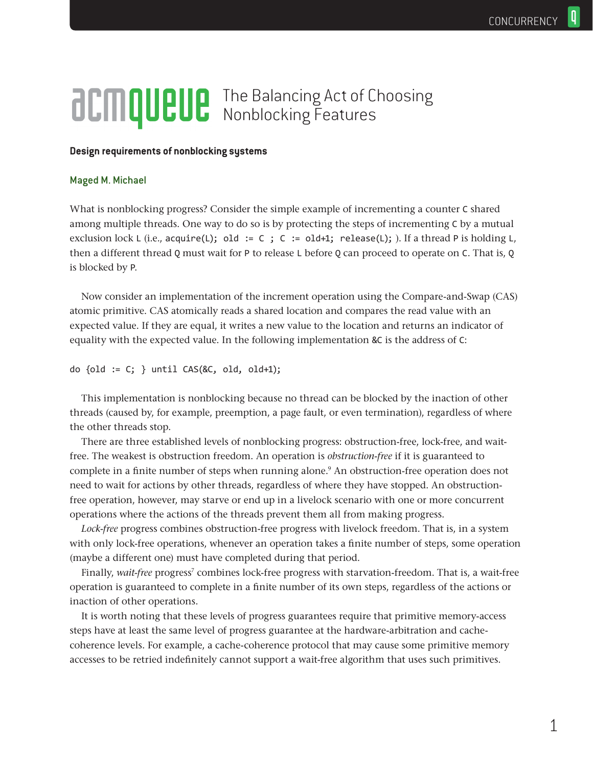# The Balancing Act of Choosing Nonblocking Features

**Design requirements of nonblocking systems**

Maged M. Michael

What is nonblocking progress? Consider the simple example of incrementing a counter `C` shared among multiple threads. One way to do so is by protecting the steps of incrementing `C` by a mutual exclusion lock `L` (i.e., `acquire(L); old := C ; C := old+1; release(L);` ). If a thread `P` is holding `L`, then a different thread `Q` must wait for `P` to release `L` before `Q` can proceed to operate on `C`. That is, `Q` is blocked by `P`.

Now consider an implementation of the increment operation using the Compare-and-Swap (CAS) atomic primitive. CAS atomically reads a shared location and compares the read value with an expected value. If they are equal, it writes a new value to the location and returns an indicator of equality with the expected value. In the following implementation `&C` is the address of `C`:

```
do {old := C; } until CAS(&C, old, old+1);
```

This implementation is nonblocking because no thread can be blocked by the inaction of other threads (caused by, for example, preemption, a page fault, or even termination), regardless of where the other threads stop.

There are three established levels of nonblocking progress: obstruction-free, lock-free, and wait-free. The weakest is obstruction freedom. An operation is *obstruction-free* if it is guaranteed to complete in a finite number of steps when running alone.[9] An obstruction-free operation does not need to wait for actions by other threads, regardless of where they have stopped. An obstruction-free operation, however, may starve or end up in a livelock scenario with one or more concurrent operations where the actions of the threads prevent them all from making progress.

*Lock-free* progress combines obstruction-free progress with livelock freedom. That is, in a system with only lock-free operations, whenever an operation takes a finite number of steps, some operation (maybe a different one) must have completed during that period.

Finally, *wait-free* progress[7] combines lock-free progress with starvation-freedom. That is, a wait-free operation is guaranteed to complete in a finite number of its own steps, regardless of the actions or inaction of other operations.

It is worth noting that these levels of progress guarantees require that primitive memory-access steps have at least the same level of progress guarantee at the hardware-arbitration and cache-coherence levels. For example, a cache-coherence protocol that may cause some primitive memory accesses to be retried indefinitely cannot support a wait-free algorithm that uses such primitives.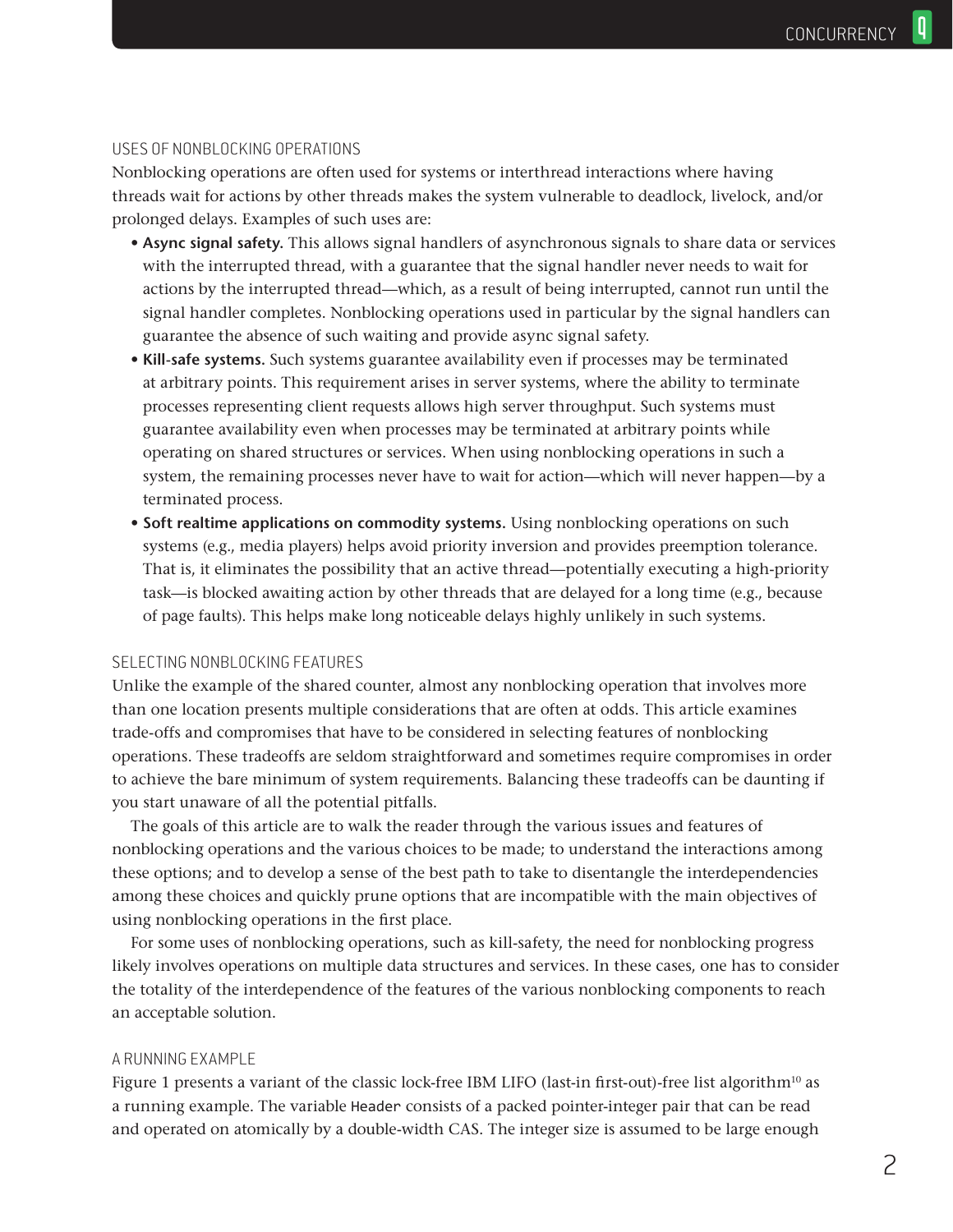## USES OF NONBLOCKING OPERATIONS

Nonblocking operations are often used for systems or interthread interactions where having threads wait for actions by other threads makes the system vulnerable to deadlock, livelock, and/or prolonged delays. Examples of such uses are:

- **Async signal safety.** This allows signal handlers of asynchronous signals to share data or services with the interrupted thread, with a guarantee that the signal handler never needs to wait for actions by the interrupted thread—which, as a result of being interrupted, cannot run until the signal handler completes. Nonblocking operations used in particular by the signal handlers can guarantee the absence of such waiting and provide async signal safety.
- **Kill-safe systems.** Such systems guarantee availability even if processes may be terminated at arbitrary points. This requirement arises in server systems, where the ability to terminate processes representing client requests allows high server throughput. Such systems must guarantee availability even when processes may be terminated at arbitrary points while operating on shared structures or services. When using nonblocking operations in such a system, the remaining processes never have to wait for action—which will never happen—by a terminated process.
- **Soft realtime applications on commodity systems.** Using nonblocking operations on such systems (e.g., media players) helps avoid priority inversion and provides preemption tolerance. That is, it eliminates the possibility that an active thread—potentially executing a high-priority task—is blocked awaiting action by other threads that are delayed for a long time (e.g., because of page faults). This helps make long noticeable delays highly unlikely in such systems.

## SELECTING NONBLOCKING FEATURES

Unlike the example of the shared counter, almost any nonblocking operation that involves more than one location presents multiple considerations that are often at odds. This article examines trade-offs and compromises that have to be considered in selecting features of nonblocking operations. These tradeoffs are seldom straightforward and sometimes require compromises in order to achieve the bare minimum of system requirements. Balancing these tradeoffs can be daunting if you start unaware of all the potential pitfalls.

The goals of this article are to walk the reader through the various issues and features of nonblocking operations and the various choices to be made; to understand the interactions among these options; and to develop a sense of the best path to take to disentangle the interdependencies among these choices and quickly prune options that are incompatible with the main objectives of using nonblocking operations in the first place.

For some uses of nonblocking operations, such as kill-safety, the need for nonblocking progress likely involves operations on multiple data structures and services. In these cases, one has to consider the totality of the interdependence of the features of the various nonblocking components to reach an acceptable solution.

## A RUNNING EXAMPLE

Figure 1 presents a variant of the classic lock-free IBM LIFO (last-in first-out)-free list algorithm[10] as a running example. The variable `Header` consists of a packed pointer-integer pair that can be read and operated on atomically by a double-width CAS. The integer size is assumed to be large enough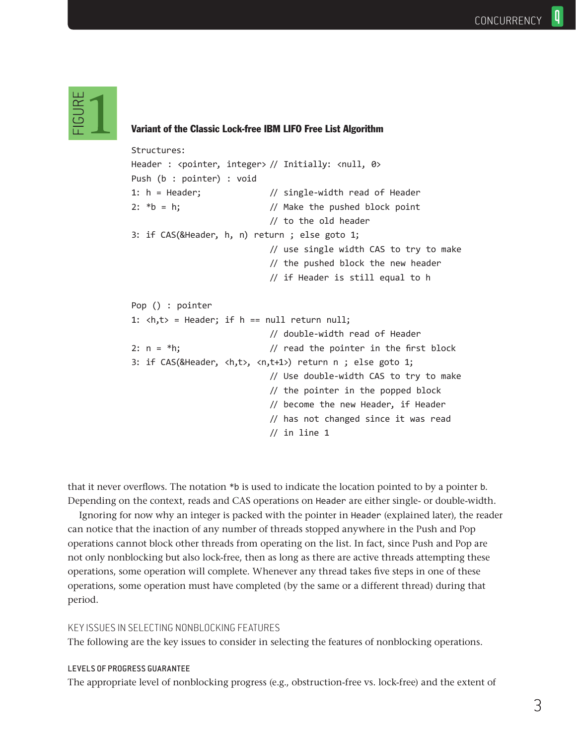## FIGURE 1

**Variant of the Classic Lock-free IBM LIFO Free List Algorithm**

```
Structures:
Header : <pointer, integer> // Initially: <null, 0>
Push (b : pointer) : void
1: h = Header;              // single-width read of Header
2: *b = h;                  // Make the pushed block point
                            // to the old header
3: if CAS(&Header, h, n) return ; else goto 1;
                            // use single width CAS to try to make
                            // the pushed block the new header
                            // if Header is still equal to h

Pop () : pointer
1: <h,t> = Header; if h == null return null;
                            // double-width read of Header
2: n = *h;                  // read the pointer in the first block
3: if CAS(&Header, <h,t>, <n,t+1>) return n ; else goto 1;
                            // Use double-width CAS to try to make
                            // the pointer in the popped block
                            // become the new Header, if Header
                            // has not changed since it was read
                            // in line 1
```

that it never overflows. The notation *b is used to indicate the location pointed to by a pointer b. Depending on the context, reads and CAS operations on Header are either single- or double-width.

Ignoring for now why an integer is packed with the pointer in Header (explained later), the reader can notice that the inaction of any number of threads stopped anywhere in the Push and Pop operations cannot block other threads from operating on the list. In fact, since Push and Pop are not only nonblocking but also lock-free, then as long as there are active threads attempting these operations, some operation will complete. Whenever any thread takes five steps in one of these operations, some operation must have completed (by the same or a different thread) during that period.

## KEY ISSUES IN SELECTING NONBLOCKING FEATURES

The following are the key issues to consider in selecting the features of nonblocking operations.

### LEVELS OF PROGRESS GUARANTEE

The appropriate level of nonblocking progress (e.g., obstruction-free vs. lock-free) and the extent of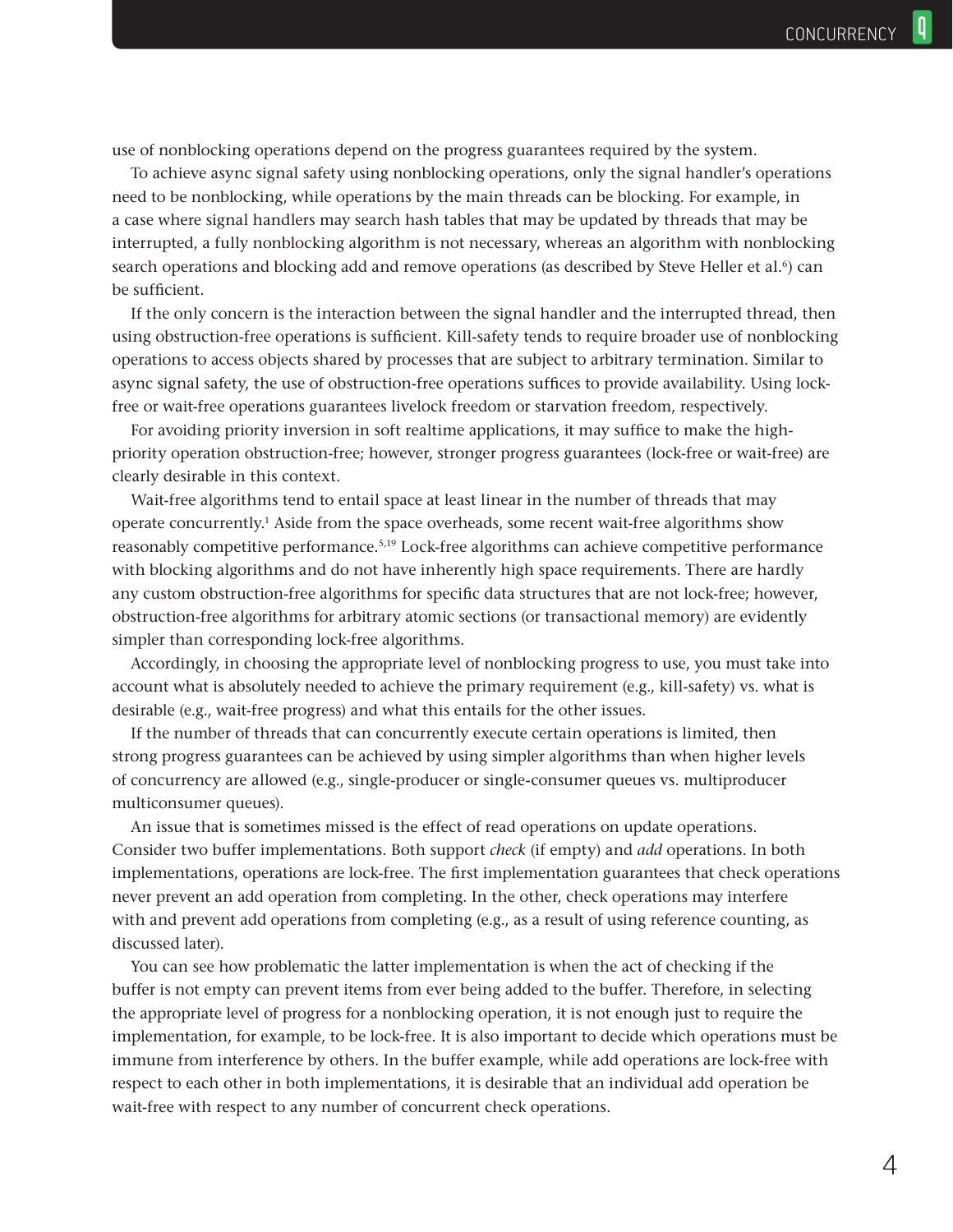use of nonblocking operations depend on the progress guarantees required by the system.

To achieve async signal safety using nonblocking operations, only the signal handler's operations need to be nonblocking, while operations by the main threads can be blocking. For example, in a case where signal handlers may search hash tables that may be updated by threads that may be interrupted, a fully nonblocking algorithm is not necessary, whereas an algorithm with nonblocking search operations and blocking add and remove operations (as described by Steve Heller et al.[6]) can be sufficient.

If the only concern is the interaction between the signal handler and the interrupted thread, then using obstruction-free operations is sufficient. Kill-safety tends to require broader use of nonblocking operations to access objects shared by processes that are subject to arbitrary termination. Similar to async signal safety, the use of obstruction-free operations suffices to provide availability. Using lock-free or wait-free operations guarantees livelock freedom or starvation freedom, respectively.

For avoiding priority inversion in soft realtime applications, it may suffice to make the high-priority operation obstruction-free; however, stronger progress guarantees (lock-free or wait-free) are clearly desirable in this context.

Wait-free algorithms tend to entail space at least linear in the number of threads that may operate concurrently.[1] Aside from the space overheads, some recent wait-free algorithms show reasonably competitive performance.[5,19] Lock-free algorithms can achieve competitive performance with blocking algorithms and do not have inherently high space requirements. There are hardly any custom obstruction-free algorithms for specific data structures that are not lock-free; however, obstruction-free algorithms for arbitrary atomic sections (or transactional memory) are evidently simpler than corresponding lock-free algorithms.

Accordingly, in choosing the appropriate level of nonblocking progress to use, you must take into account what is absolutely needed to achieve the primary requirement (e.g., kill-safety) vs. what is desirable (e.g., wait-free progress) and what this entails for the other issues.

If the number of threads that can concurrently execute certain operations is limited, then strong progress guarantees can be achieved by using simpler algorithms than when higher levels of concurrency are allowed (e.g., single-producer or single-consumer queues vs. multiproducer multiconsumer queues).

An issue that is sometimes missed is the effect of read operations on update operations. Consider two buffer implementations. Both support *check* (if empty) and *add* operations. In both implementations, operations are lock-free. The first implementation guarantees that check operations never prevent an add operation from completing. In the other, check operations may interfere with and prevent add operations from completing (e.g., as a result of using reference counting, as discussed later).

You can see how problematic the latter implementation is when the act of checking if the buffer is not empty can prevent items from ever being added to the buffer. Therefore, in selecting the appropriate level of progress for a nonblocking operation, it is not enough just to require the implementation, for example, to be lock-free. It is also important to decide which operations must be immune from interference by others. In the buffer example, while add operations are lock-free with respect to each other in both implementations, it is desirable that an individual add operation be wait-free with respect to any number of concurrent check operations.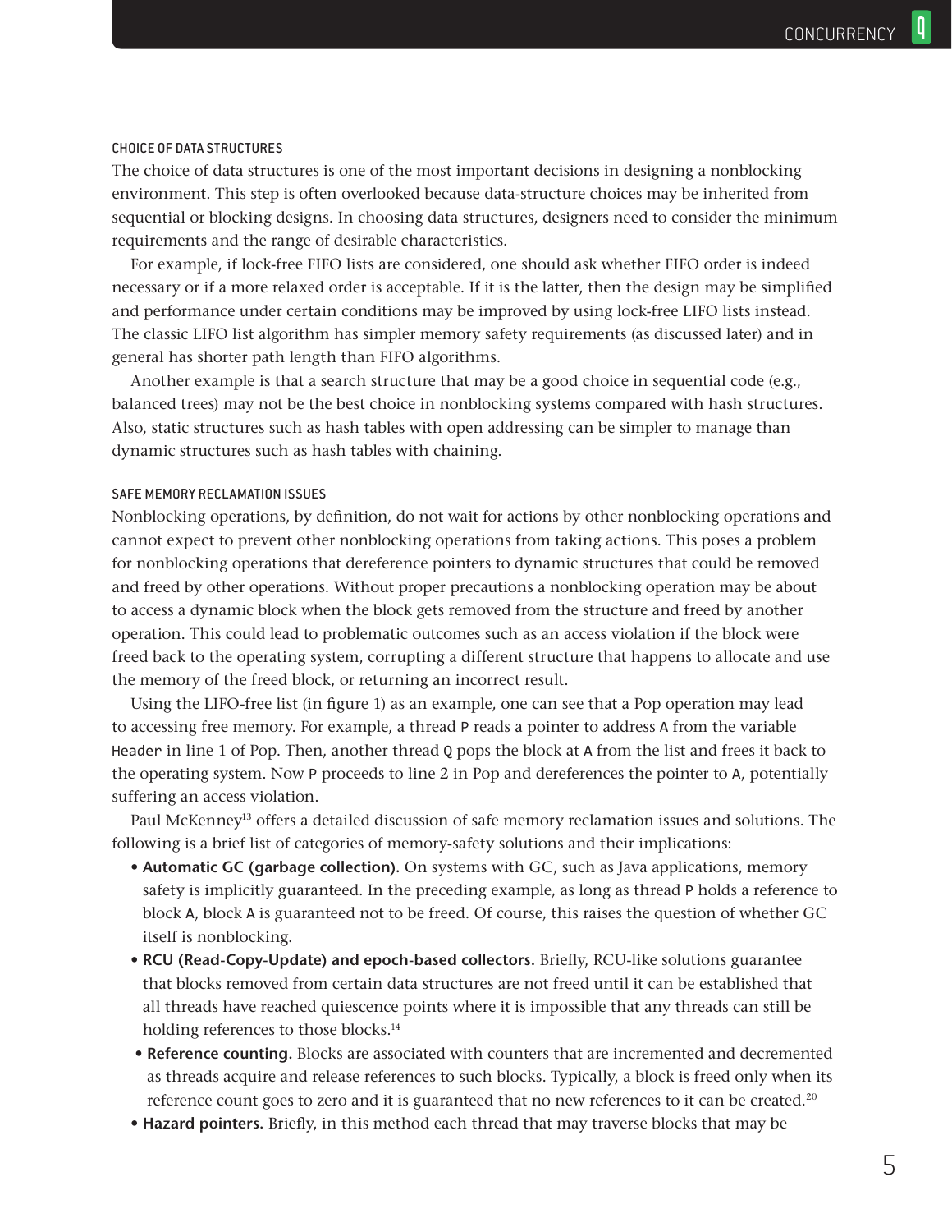### CHOICE OF DATA STRUCTURES

The choice of data structures is one of the most important decisions in designing a nonblocking environment. This step is often overlooked because data-structure choices may be inherited from sequential or blocking designs. In choosing data structures, designers need to consider the minimum requirements and the range of desirable characteristics.

For example, if lock-free FIFO lists are considered, one should ask whether FIFO order is indeed necessary or if a more relaxed order is acceptable. If it is the latter, then the design may be simplified and performance under certain conditions may be improved by using lock-free LIFO lists instead. The classic LIFO list algorithm has simpler memory safety requirements (as discussed later) and in general has shorter path length than FIFO algorithms.

Another example is that a search structure that may be a good choice in sequential code (e.g., balanced trees) may not be the best choice in nonblocking systems compared with hash structures. Also, static structures such as hash tables with open addressing can be simpler to manage than dynamic structures such as hash tables with chaining.

### SAFE MEMORY RECLAMATION ISSUES

Nonblocking operations, by definition, do not wait for actions by other nonblocking operations and cannot expect to prevent other nonblocking operations from taking actions. This poses a problem for nonblocking operations that dereference pointers to dynamic structures that could be removed and freed by other operations. Without proper precautions a nonblocking operation may be about to access a dynamic block when the block gets removed from the structure and freed by another operation. This could lead to problematic outcomes such as an access violation if the block were freed back to the operating system, corrupting a different structure that happens to allocate and use the memory of the freed block, or returning an incorrect result.

Using the LIFO-free list (in figure 1) as an example, one can see that a Pop operation may lead to accessing free memory. For example, a thread `P` reads a pointer to address `A` from the variable `Header` in line 1 of Pop. Then, another thread `Q` pops the block at `A` from the list and frees it back to the operating system. Now `P` proceeds to line 2 in Pop and dereferences the pointer to `A`, potentially suffering an access violation.

Paul McKenney[13] offers a detailed discussion of safe memory reclamation issues and solutions. The following is a brief list of categories of memory-safety solutions and their implications:

- **Automatic GC (garbage collection).** On systems with GC, such as Java applications, memory safety is implicitly guaranteed. In the preceding example, as long as thread `P` holds a reference to block `A`, block `A` is guaranteed not to be freed. Of course, this raises the question of whether GC itself is nonblocking.
- **RCU (Read-Copy-Update) and epoch-based collectors.** Briefly, RCU-like solutions guarantee that blocks removed from certain data structures are not freed until it can be established that all threads have reached quiescence points where it is impossible that any threads can still be holding references to those blocks.[14]
- **Reference counting.** Blocks are associated with counters that are incremented and decremented as threads acquire and release references to such blocks. Typically, a block is freed only when its reference count goes to zero and it is guaranteed that no new references to it can be created.[20]
- **Hazard pointers.** Briefly, in this method each thread that may traverse blocks that may be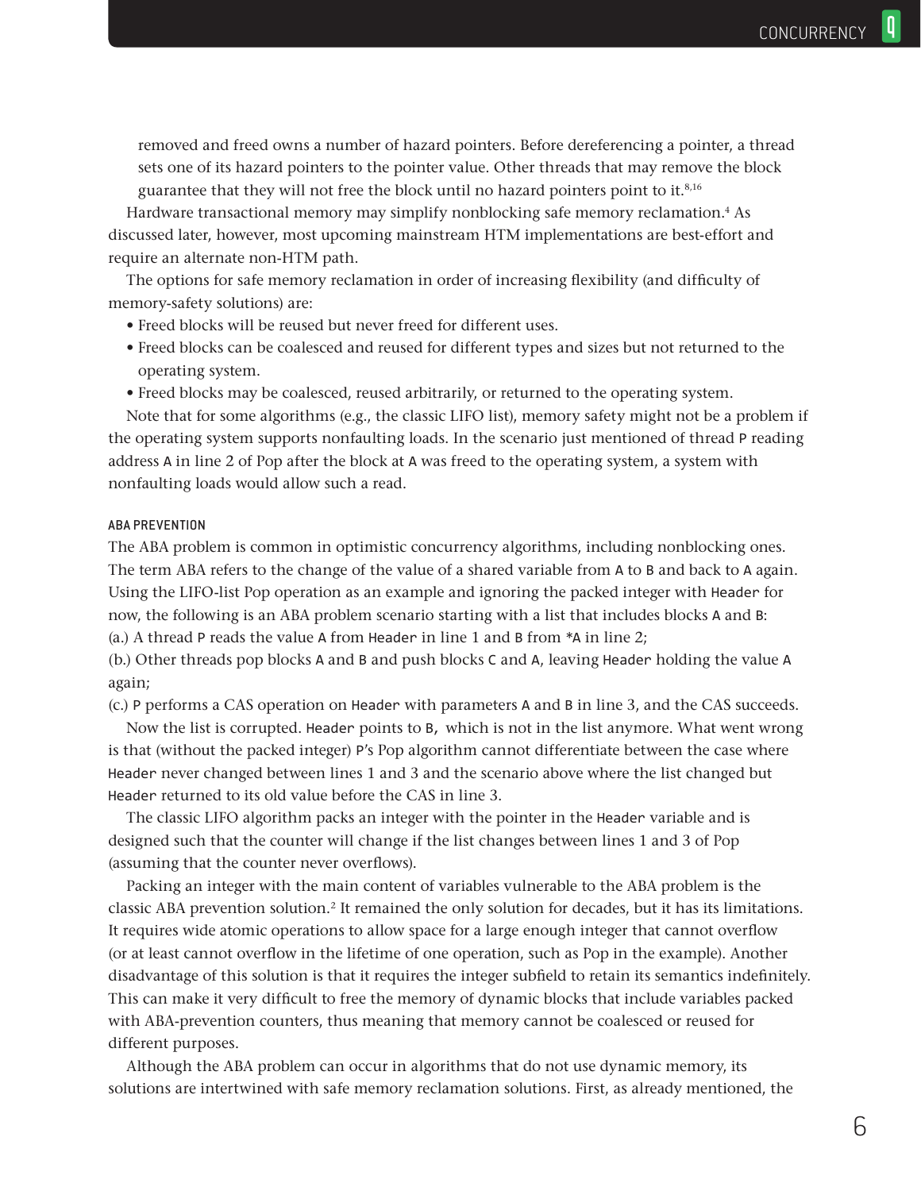removed and freed owns a number of hazard pointers. Before dereferencing a pointer, a thread sets one of its hazard pointers to the pointer value. Other threads that may remove the block guarantee that they will not free the block until no hazard pointers point to it.[8,16]

Hardware transactional memory may simplify nonblocking safe memory reclamation.[4] As discussed later, however, most upcoming mainstream HTM implementations are best-effort and require an alternate non-HTM path.

The options for safe memory reclamation in order of increasing flexibility (and difficulty of memory-safety solutions) are:

- Freed blocks will be reused but never freed for different uses.
- Freed blocks can be coalesced and reused for different types and sizes but not returned to the operating system.
- Freed blocks may be coalesced, reused arbitrarily, or returned to the operating system.

Note that for some algorithms (e.g., the classic LIFO list), memory safety might not be a problem if the operating system supports nonfaulting loads. In the scenario just mentioned of thread `P` reading address `A` in line 2 of Pop after the block at `A` was freed to the operating system, a system with nonfaulting loads would allow such a read.

### ABA PREVENTION

The ABA problem is common in optimistic concurrency algorithms, including nonblocking ones. The term ABA refers to the change of the value of a shared variable from `A` to `B` and back to `A` again. Using the LIFO-list Pop operation as an example and ignoring the packed integer with `Header` for now, the following is an ABA problem scenario starting with a list that includes blocks `A` and `B`:

(a.) A thread `P` reads the value `A` from `Header` in line 1 and `B` from `*A` in line 2;

(b.) Other threads pop blocks `A` and `B` and push blocks `C` and `A`, leaving `Header` holding the value `A` again;

(c.) `P` performs a CAS operation on `Header` with parameters `A` and `B` in line 3, and the CAS succeeds.

Now the list is corrupted. `Header` points to `B`, which is not in the list anymore. What went wrong is that (without the packed integer) `P`'s Pop algorithm cannot differentiate between the case where `Header` never changed between lines 1 and 3 and the scenario above where the list changed but `Header` returned to its old value before the CAS in line 3.

The classic LIFO algorithm packs an integer with the pointer in the `Header` variable and is designed such that the counter will change if the list changes between lines 1 and 3 of Pop (assuming that the counter never overflows).

Packing an integer with the main content of variables vulnerable to the ABA problem is the classic ABA prevention solution.[2] It remained the only solution for decades, but it has its limitations. It requires wide atomic operations to allow space for a large enough integer that cannot overflow (or at least cannot overflow in the lifetime of one operation, such as Pop in the example). Another disadvantage of this solution is that it requires the integer subfield to retain its semantics indefinitely. This can make it very difficult to free the memory of dynamic blocks that include variables packed with ABA-prevention counters, thus meaning that memory cannot be coalesced or reused for different purposes.

Although the ABA problem can occur in algorithms that do not use dynamic memory, its solutions are intertwined with safe memory reclamation solutions. First, as already mentioned, the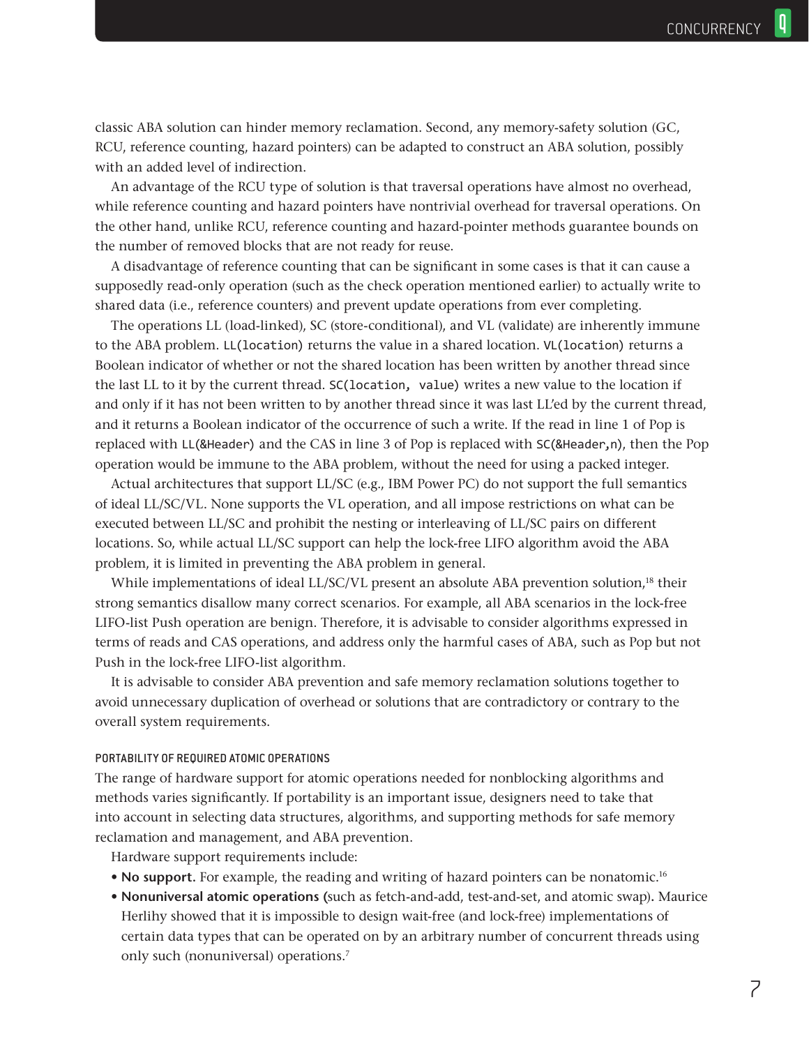classic ABA solution can hinder memory reclamation. Second, any memory-safety solution (GC, RCU, reference counting, hazard pointers) can be adapted to construct an ABA solution, possibly with an added level of indirection.

An advantage of the RCU type of solution is that traversal operations have almost no overhead, while reference counting and hazard pointers have nontrivial overhead for traversal operations. On the other hand, unlike RCU, reference counting and hazard-pointer methods guarantee bounds on the number of removed blocks that are not ready for reuse.

A disadvantage of reference counting that can be significant in some cases is that it can cause a supposedly read-only operation (such as the check operation mentioned earlier) to actually write to shared data (i.e., reference counters) and prevent update operations from ever completing.

The operations LL (load-linked), SC (store-conditional), and VL (validate) are inherently immune to the ABA problem. `LL(location)` returns the value in a shared location. `VL(location)` returns a Boolean indicator of whether or not the shared location has been written by another thread since the last LL to it by the current thread. `SC(location, value)` writes a new value to the location if and only if it has not been written to by another thread since it was last LL'ed by the current thread, and it returns a Boolean indicator of the occurrence of such a write. If the read in line 1 of Pop is replaced with `LL(&Header)` and the CAS in line 3 of Pop is replaced with `SC(&Header,n)`, then the Pop operation would be immune to the ABA problem, without the need for using a packed integer.

Actual architectures that support LL/SC (e.g., IBM Power PC) do not support the full semantics of ideal LL/SC/VL. None supports the VL operation, and all impose restrictions on what can be executed between LL/SC and prohibit the nesting or interleaving of LL/SC pairs on different locations. So, while actual LL/SC support can help the lock-free LIFO algorithm avoid the ABA problem, it is limited in preventing the ABA problem in general.

While implementations of ideal LL/SC/VL present an absolute ABA prevention solution,[18] their strong semantics disallow many correct scenarios. For example, all ABA scenarios in the lock-free LIFO-list Push operation are benign. Therefore, it is advisable to consider algorithms expressed in terms of reads and CAS operations, and address only the harmful cases of ABA, such as Pop but not Push in the lock-free LIFO-list algorithm.

It is advisable to consider ABA prevention and safe memory reclamation solutions together to avoid unnecessary duplication of overhead or solutions that are contradictory or contrary to the overall system requirements.

### PORTABILITY OF REQUIRED ATOMIC OPERATIONS

The range of hardware support for atomic operations needed for nonblocking algorithms and methods varies significantly. If portability is an important issue, designers need to take that into account in selecting data structures, algorithms, and supporting methods for safe memory reclamation and management, and ABA prevention.

Hardware support requirements include:

- **No support.** For example, the reading and writing of hazard pointers can be nonatomic.[16]
- **Nonuniversal atomic operations (**such as fetch-and-add, test-and-set, and atomic swap). Maurice Herlihy showed that it is impossible to design wait-free (and lock-free) implementations of certain data types that can be operated on by an arbitrary number of concurrent threads using only such (nonuniversal) operations.[7]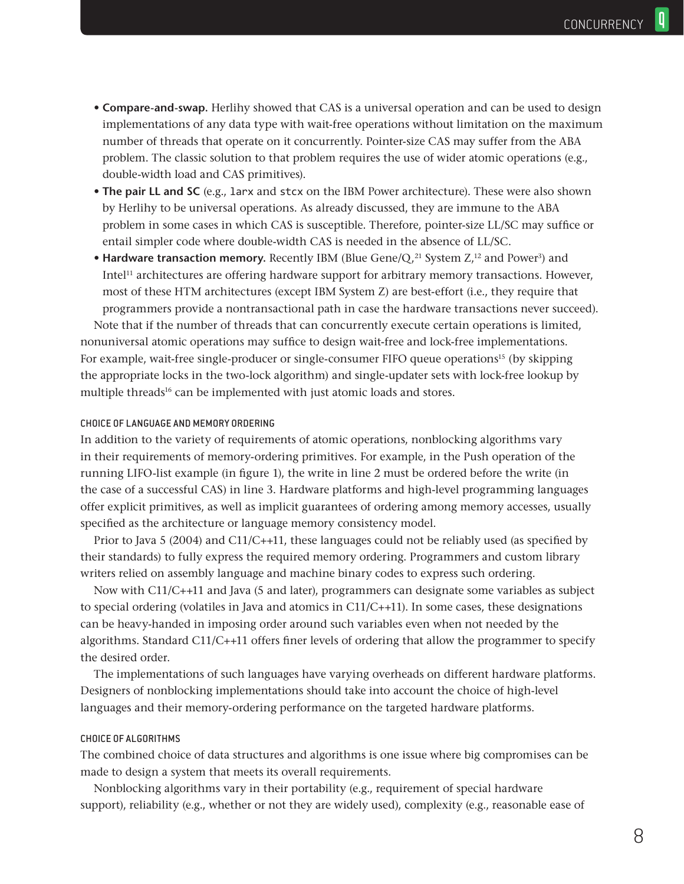- **Compare-and-swap.** Herlihy showed that CAS is a universal operation and can be used to design implementations of any data type with wait-free operations without limitation on the maximum number of threads that operate on it concurrently. Pointer-size CAS may suffer from the ABA problem. The classic solution to that problem requires the use of wider atomic operations (e.g., double-width load and CAS primitives).
- **The pair LL and SC** (e.g., `larx` and `stcx` on the IBM Power architecture). These were also shown by Herlihy to be universal operations. As already discussed, they are immune to the ABA problem in some cases in which CAS is susceptible. Therefore, pointer-size LL/SC may suffice or entail simpler code where double-width CAS is needed in the absence of LL/SC.
- **Hardware transaction memory.** Recently IBM (Blue Gene/Q,[21] System Z,[12] and Power[3]) and Intel[11] architectures are offering hardware support for arbitrary memory transactions. However, most of these HTM architectures (except IBM System Z) are best-effort (i.e., they require that programmers provide a nontransactional path in case the hardware transactions never succeed).

Note that if the number of threads that can concurrently execute certain operations is limited, nonuniversal atomic operations may suffice to design wait-free and lock-free implementations. For example, wait-free single-producer or single-consumer FIFO queue operations[15] (by skipping the appropriate locks in the two-lock algorithm) and single-updater sets with lock-free lookup by multiple threads[16] can be implemented with just atomic loads and stores.

### CHOICE OF LANGUAGE AND MEMORY ORDERING

In addition to the variety of requirements of atomic operations, nonblocking algorithms vary in their requirements of memory-ordering primitives. For example, in the Push operation of the running LIFO-list example (in figure 1), the write in line 2 must be ordered before the write (in the case of a successful CAS) in line 3. Hardware platforms and high-level programming languages offer explicit primitives, as well as implicit guarantees of ordering among memory accesses, usually specified as the architecture or language memory consistency model.

Prior to Java 5 (2004) and C11/C++11, these languages could not be reliably used (as specified by their standards) to fully express the required memory ordering. Programmers and custom library writers relied on assembly language and machine binary codes to express such ordering.

Now with C11/C++11 and Java (5 and later), programmers can designate some variables as subject to special ordering (volatiles in Java and atomics in C11/C++11). In some cases, these designations can be heavy-handed in imposing order around such variables even when not needed by the algorithms. Standard C11/C++11 offers finer levels of ordering that allow the programmer to specify the desired order.

The implementations of such languages have varying overheads on different hardware platforms. Designers of nonblocking implementations should take into account the choice of high-level languages and their memory-ordering performance on the targeted hardware platforms.

### CHOICE OF ALGORITHMS

The combined choice of data structures and algorithms is one issue where big compromises can be made to design a system that meets its overall requirements.

Nonblocking algorithms vary in their portability (e.g., requirement of special hardware support), reliability (e.g., whether or not they are widely used), complexity (e.g., reasonable ease of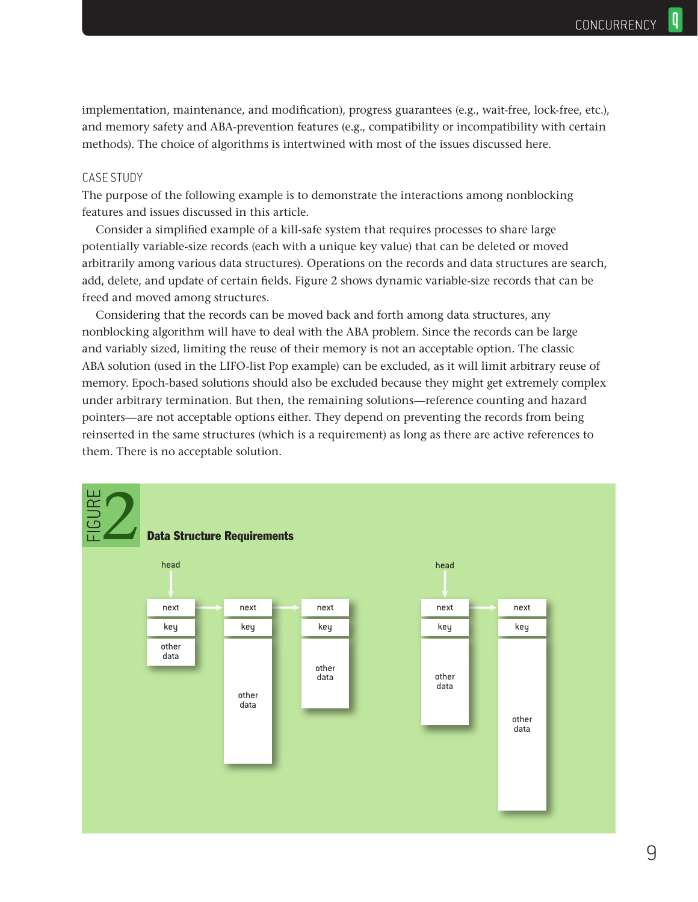implementation, maintenance, and modification), progress guarantees (e.g., wait-free, lock-free, etc.), and memory safety and ABA-prevention features (e.g., compatibility or incompatibility with certain methods). The choice of algorithms is intertwined with most of the issues discussed here.

## CASE STUDY

The purpose of the following example is to demonstrate the interactions among nonblocking features and issues discussed in this article.

Consider a simplified example of a kill-safe system that requires processes to share large potentially variable-size records (each with a unique key value) that can be deleted or moved arbitrarily among various data structures). Operations on the records and data structures are search, add, delete, and update of certain fields. Figure 2 shows dynamic variable-size records that can be freed and moved among structures.

Considering that the records can be moved back and forth among data structures, any nonblocking algorithm will have to deal with the ABA problem. Since the records can be large and variably sized, limiting the reuse of their memory is not an acceptable option. The classic ABA solution (used in the LIFO-list Pop example) can be excluded, as it will limit arbitrary reuse of memory. Epoch-based solutions should also be excluded because they might get extremely complex under arbitrary termination. But then, the remaining solutions—reference counting and hazard pointers—are not acceptable options either. They depend on preventing the records from being reinserted in the same structures (which is a requirement) as long as there are active references to them. There is no acceptable solution.

FIGURE 2 Data Structure Requirements

head → [next | key | other data] → [next | key | other data] → [next | key | other data]

head → [next | key | other data] → [next | key | other data]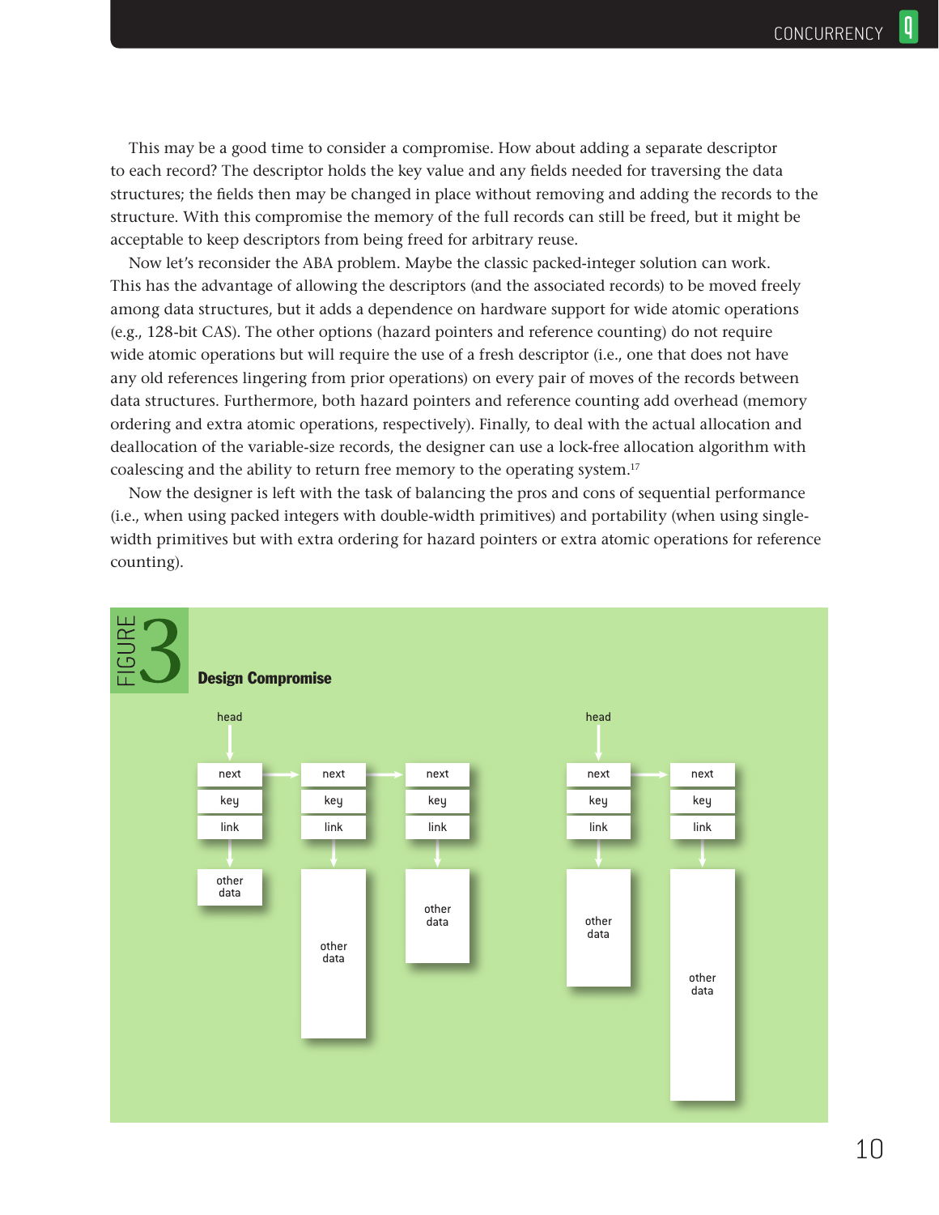This may be a good time to consider a compromise. How about adding a separate descriptor to each record? The descriptor holds the key value and any fields needed for traversing the data structures; the fields then may be changed in place without removing and adding the records to the structure. With this compromise the memory of the full records can still be freed, but it might be acceptable to keep descriptors from being freed for arbitrary reuse.

Now let's reconsider the ABA problem. Maybe the classic packed-integer solution can work. This has the advantage of allowing the descriptors (and the associated records) to be moved freely among data structures, but it adds a dependence on hardware support for wide atomic operations (e.g., 128-bit CAS). The other options (hazard pointers and reference counting) do not require wide atomic operations but will require the use of a fresh descriptor (i.e., one that does not have any old references lingering from prior operations) on every pair of moves of the records between data structures. Furthermore, both hazard pointers and reference counting add overhead (memory ordering and extra atomic operations, respectively). Finally, to deal with the actual allocation and deallocation of the variable-size records, the designer can use a lock-free allocation algorithm with coalescing and the ability to return free memory to the operating system.[17]

Now the designer is left with the task of balancing the pros and cons of sequential performance (i.e., when using packed integers with double-width primitives) and portability (when using single-width primitives but with extra ordering for hazard pointers or extra atomic operations for reference counting).

FIGURE 3

**Design Compromise**

head → [next | key | link] → other data; [next | key | link] → other data; [next | key | link] → other data

head → [next | key | link] → other data; [next | key | link] → other data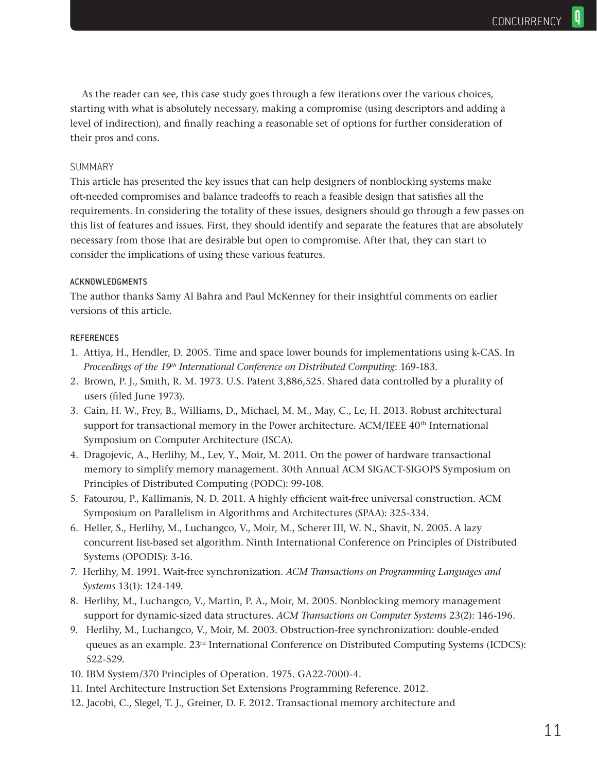As the reader can see, this case study goes through a few iterations over the various choices, starting with what is absolutely necessary, making a compromise (using descriptors and adding a level of indirection), and finally reaching a reasonable set of options for further consideration of their pros and cons.

## SUMMARY

This article has presented the key issues that can help designers of nonblocking systems make oft-needed compromises and balance tradeoffs to reach a feasible design that satisfies all the requirements. In considering the totality of these issues, designers should go through a few passes on this list of features and issues. First, they should identify and separate the features that are absolutely necessary from those that are desirable but open to compromise. After that, they can start to consider the implications of using these various features.

### ACKNOWLEDGMENTS

The author thanks Samy Al Bahra and Paul McKenney for their insightful comments on earlier versions of this article.

### REFERENCES

1. Attiya, H., Hendler, D. 2005. Time and space lower bounds for implementations using k-CAS. In *Proceedings of the 19th International Conference on Distributed Computing*: 169-183.
2. Brown, P. J., Smith, R. M. 1973. U.S. Patent 3,886,525. Shared data controlled by a plurality of users (filed June 1973).
3. Cain, H. W., Frey, B., Williams, D., Michael, M. M., May, C., Le, H. 2013. Robust architectural support for transactional memory in the Power architecture. ACM/IEEE 40th International Symposium on Computer Architecture (ISCA).
4. Dragojevic, A., Herlihy, M., Lev, Y., Moir, M. 2011. On the power of hardware transactional memory to simplify memory management. 30th Annual ACM SIGACT-SIGOPS Symposium on Principles of Distributed Computing (PODC): 99-108.
5. Fatourou, P., Kallimanis, N. D. 2011. A highly efficient wait-free universal construction. ACM Symposium on Parallelism in Algorithms and Architectures (SPAA): 325-334.
6. Heller, S., Herlihy, M., Luchangco, V., Moir, M., Scherer III, W. N., Shavit, N. 2005. A lazy concurrent list-based set algorithm. Ninth International Conference on Principles of Distributed Systems (OPODIS): 3-16.
7. Herlihy, M. 1991. Wait-free synchronization. *ACM Transactions on Programming Languages and Systems* 13(1): 124-149.
8. Herlihy, M., Luchangco, V., Martin, P. A., Moir, M. 2005. Nonblocking memory management support for dynamic-sized data structures. *ACM Transactions on Computer Systems* 23(2): 146-196.
9. Herlihy, M., Luchangco, V., Moir, M. 2003. Obstruction-free synchronization: double-ended queues as an example. 23rd International Conference on Distributed Computing Systems (ICDCS): 522-529.
10. IBM System/370 Principles of Operation. 1975. GA22-7000-4.
11. Intel Architecture Instruction Set Extensions Programming Reference. 2012.
12. Jacobi, C., Slegel, T. J., Greiner, D. F. 2012. Transactional memory architecture and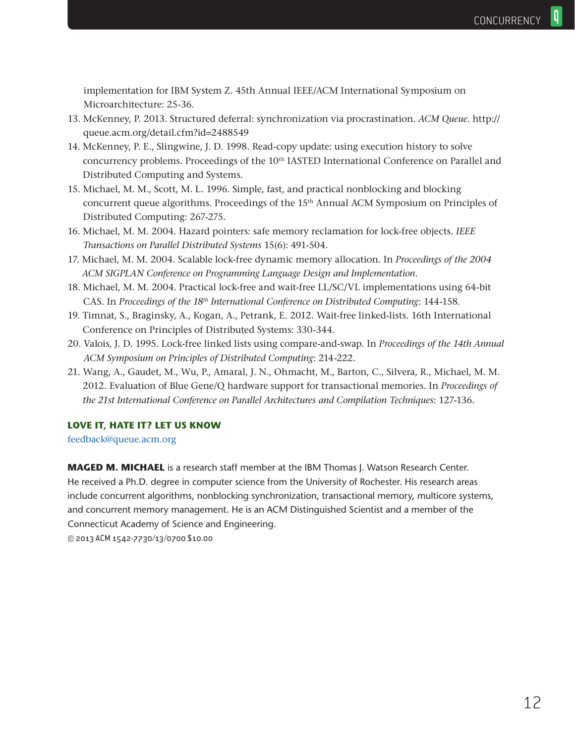implementation for IBM System Z. 45th Annual IEEE/ACM International Symposium on Microarchitecture: 25-36.

13. McKenney, P. 2013. Structured deferral: synchronization via procrastination. *ACM Queue*. http://queue.acm.org/detail.cfm?id=2488549
14. McKenney, P. E., Slingwine, J. D. 1998. Read-copy update: using execution history to solve concurrency problems. Proceedings of the 10th IASTED International Conference on Parallel and Distributed Computing and Systems.
15. Michael, M. M., Scott, M. L. 1996. Simple, fast, and practical nonblocking and blocking concurrent queue algorithms. Proceedings of the 15th Annual ACM Symposium on Principles of Distributed Computing: 267-275.
16. Michael, M. M. 2004. Hazard pointers: safe memory reclamation for lock-free objects. *IEEE Transactions on Parallel Distributed Systems* 15(6): 491-504.
17. Michael, M. M. 2004. Scalable lock-free dynamic memory allocation. In *Proceedings of the 2004 ACM SIGPLAN Conference on Programming Language Design and Implementation*.
18. Michael, M. M. 2004. Practical lock-free and wait-free LL/SC/VL implementations using 64-bit CAS. In *Proceedings of the 18th International Conference on Distributed Computing*: 144-158.
19. Timnat, S., Braginsky, A., Kogan, A., Petrank, E. 2012. Wait-free linked-lists. 16th International Conference on Principles of Distributed Systems: 330-344.
20. Valois, J. D. 1995. Lock-free linked lists using compare-and-swap. In *Proceedings of the 14th Annual ACM Symposium on Principles of Distributed Computing*: 214-222.
21. Wang, A., Gaudet, M., Wu, P., Amaral, J. N., Ohmacht, M., Barton, C., Silvera, R., Michael, M. M. 2012. Evaluation of Blue Gene/Q hardware support for transactional memories. In *Proceedings of the 21st International Conference on Parallel Architectures and Compilation Techniques*: 127-136.

**LOVE IT, HATE IT? LET US KNOW**

feedback@queue.acm.org

**MAGED M. MICHAEL** is a research staff member at the IBM Thomas J. Watson Research Center. He received a Ph.D. degree in computer science from the University of Rochester. His research areas include concurrent algorithms, nonblocking synchronization, transactional memory, multicore systems, and concurrent memory management. He is an ACM Distinguished Scientist and a member of the Connecticut Academy of Science and Engineering.

© 2013 ACM 1542-7730/13/0700 $10.00